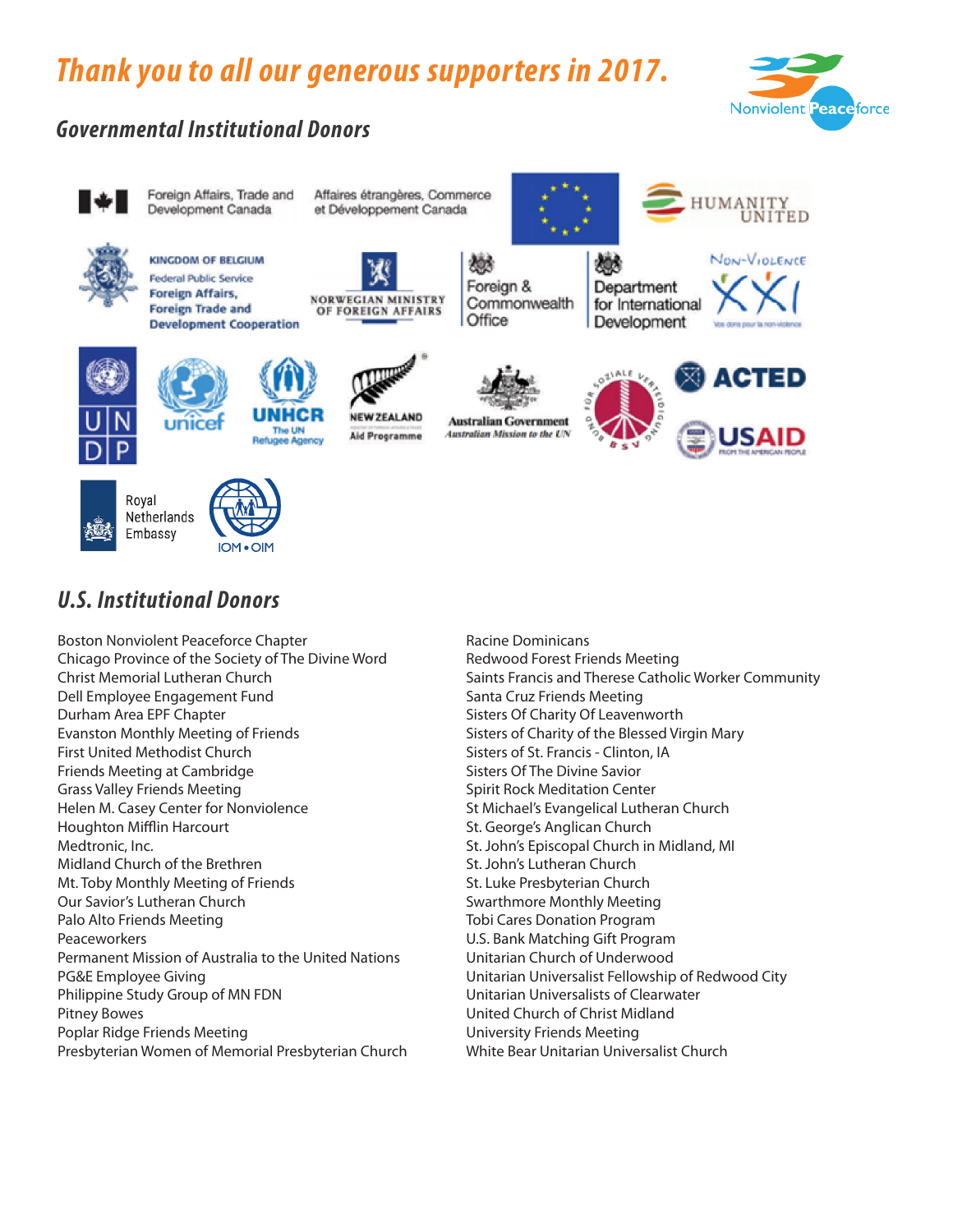# *Thank you to all our generous supporters in 2017.*

Nonviolent Peaceforce

## *Governmental Institutional Donors*

Foreign Affairs, Trade and Development Canada

Affaires étrangères, Commerce et Développement Canada

HUMANITY UNITED

KINGDOM OF BELGIUM
Federal Public Service
Foreign Affairs,
Foreign Trade and
Development Cooperation

NORWEGIAN MINISTRY OF FOREIGN AFFAIRS

Foreign & Commonwealth Office

Department for International Development

Non-Violence XXI
Vos dons pour la non-violence

UNDP

unicef

UNHCR
The UN Refugee Agency

NEW ZEALAND
Aid Programme

Australian Government
Australian Mission to the UN

BUND FÜR SOZIALE VERTEIDIGUNG
BSV

ACTED

USAID
FROM THE AMERICAN PEOPLE

Royal Netherlands Embassy

IOM • OIM

## *U.S. Institutional Donors*

Boston Nonviolent Peaceforce Chapter
Chicago Province of the Society of The Divine Word
Christ Memorial Lutheran Church
Dell Employee Engagement Fund
Durham Area EPF Chapter
Evanston Monthly Meeting of Friends
First United Methodist Church
Friends Meeting at Cambridge
Grass Valley Friends Meeting
Helen M. Casey Center for Nonviolence
Houghton Mifflin Harcourt
Medtronic, Inc.
Midland Church of the Brethren
Mt. Toby Monthly Meeting of Friends
Our Savior's Lutheran Church
Palo Alto Friends Meeting
Peaceworkers
Permanent Mission of Australia to the United Nations
PG&E Employee Giving
Philippine Study Group of MN FDN
Pitney Bowes
Poplar Ridge Friends Meeting
Presbyterian Women of Memorial Presbyterian Church
Racine Dominicans
Redwood Forest Friends Meeting
Saints Francis and Therese Catholic Worker Community
Santa Cruz Friends Meeting
Sisters Of Charity Of Leavenworth
Sisters of Charity of the Blessed Virgin Mary
Sisters of St. Francis - Clinton, IA
Sisters Of The Divine Savior
Spirit Rock Meditation Center
St Michael's Evangelical Lutheran Church
St. George's Anglican Church
St. John's Episcopal Church in Midland, MI
St. John's Lutheran Church
St. Luke Presbyterian Church
Swarthmore Monthly Meeting
Tobi Cares Donation Program
U.S. Bank Matching Gift Program
Unitarian Church of Underwood
Unitarian Universalist Fellowship of Redwood City
Unitarian Universalists of Clearwater
United Church of Christ Midland
University Friends Meeting
White Bear Unitarian Universalist Church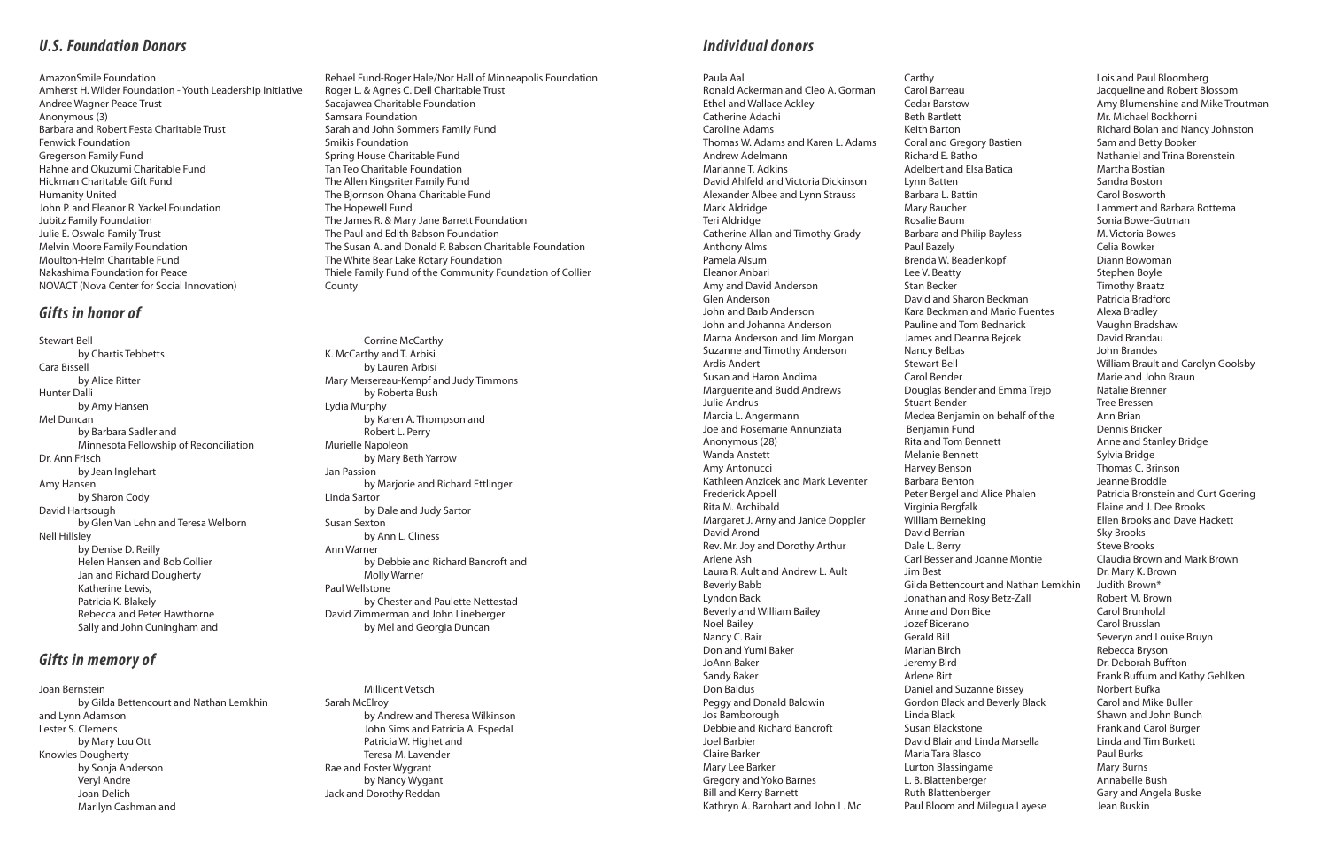## U.S. Foundation Donors

AmazonSmile Foundation
Amherst H. Wilder Foundation - Youth Leadership Initiative
Andree Wagner Peace Trust
Anonymous (3)
Barbara and Robert Festa Charitable Trust
Fenwick Foundation
Gregerson Family Fund
Hahne and Okuzumi Charitable Fund
Hickman Charitable Gift Fund
Humanity United
John P. and Eleanor R. Yackel Foundation
Jubitz Family Foundation
Julie E. Oswald Family Trust
Melvin Moore Family Foundation
Moulton-Helm Charitable Fund
Nakashima Foundation for Peace
NOVACT (Nova Center for Social Innovation)
Rehael Fund-Roger Hale/Nor Hall of Minneapolis Foundation
Roger L. & Agnes C. Dell Charitable Trust
Sacajawea Charitable Foundation
Samsara Foundation
Sarah and John Sommers Family Fund
Smikis Foundation
Spring House Charitable Fund
Tan Teo Charitable Foundation
The Allen Kingsriter Family Fund
The Bjornson Ohana Charitable Fund
The Hopewell Fund
The James R. & Mary Jane Barrett Foundation
The Paul and Edith Babson Foundation
The Susan A. and Donald P. Babson Charitable Foundation
The White Bear Lake Rotary Foundation
Thiele Family Fund of the Community Foundation of Collier County

## Gifts in honor of

Stewart Bell
  by Chartis Tebbetts
Cara Bissell
  by Alice Ritter
Hunter Dalli
  by Amy Hansen
Mel Duncan
  by Barbara Sadler and
  Minnesota Fellowship of Reconciliation
Dr. Ann Frisch
  by Jean Inglehart
Amy Hansen
  by Sharon Cody
David Hartsough
  by Glen Van Lehn and Teresa Welborn
Nell Hillsley
  by Denise D. Reilly
  Helen Hansen and Bob Collier
  Jan and Richard Dougherty
  Katherine Lewis,
  Patricia K. Blakely
  Rebecca and Peter Hawthorne
  Sally and John Cuningham and
  Corrine McCarthy
K. McCarthy and T. Arbisi
  by Lauren Arbisi
Mary Mersereau-Kempf and Judy Timmons
  by Roberta Bush
Lydia Murphy
  by Karen A. Thompson and
  Robert L. Perry
Murielle Napoleon
  by Mary Beth Yarrow
Jan Passion
  by Marjorie and Richard Ettlinger
Linda Sartor
  by Dale and Judy Sartor
Susan Sexton
  by Ann L. Cliness
Ann Warner
  by Debbie and Richard Bancroft and
  Molly Warner
Paul Wellstone
  by Chester and Paulette Nettestad
David Zimmerman and John Lineberger
  by Mel and Georgia Duncan

## Gifts in memory of

Joan Bernstein
  by Gilda Bettencourt and Nathan Lemkhin
and Lynn Adamson
Lester S. Clemens
  by Mary Lou Ott
Knowles Dougherty
  by Sonja Anderson
  Veryl Andre
  Joan Delich
  Marilyn Cashman and
  Millicent Vetsch
Sarah McElroy
  by Andrew and Theresa Wilkinson
  John Sims and Patricia A. Espedal
  Patricia W. Highet and
  Teresa M. Lavender
Rae and Foster Wygrant
  by Nancy Wygant
Jack and Dorothy Reddan

## Individual donors

Paula Aal
Ronald Ackerman and Cleo A. Gorman
Ethel and Wallace Ackley
Catherine Adachi
Caroline Adams
Thomas W. Adams and Karen L. Adams
Andrew Adelmann
Marianne T. Adkins
David Ahlfeld and Victoria Dickinson
Alexander Albee and Lynn Strauss
Mark Aldridge
Teri Aldridge
Catherine Allan and Timothy Grady
Anthony Alms
Pamela Alsum
Eleanor Anbari
Amy and David Anderson
Glen Anderson
John and Barb Anderson
John and Johanna Anderson
Marna Anderson and Jim Morgan
Suzanne and Timothy Anderson
Ardis Andert
Susan and Haron Andima
Marguerite and Budd Andrews
Julie Andrus
Marcia L. Angermann
Joe and Rosemarie Annunziata
Anonymous (28)
Wanda Anstett
Amy Antonucci
Kathleen Anzicek and Mark Leventer
Frederick Appell
Rita M. Archibald
Margaret J. Arny and Janice Doppler
David Arond
Rev. Mr. Joy and Dorothy Arthur
Arlene Ash
Laura R. Ault and Andrew L. Ault
Beverly Babb
Lyndon Back
Beverly and William Bailey
Noel Bailey
Nancy C. Bair
Don and Yumi Baker
JoAnn Baker
Sandy Baker
Don Baldus
Peggy and Donald Baldwin
Jos Bamborough
Debbie and Richard Bancroft
Joel Barbier
Claire Barker
Mary Lee Barker
Gregory and Yoko Barnes
Bill and Kerry Barnett
Kathryn A. Barnhart and John L. Mc Carthy
Carol Barreau
Cedar Barstow
Beth Bartlett
Keith Barton
Coral and Gregory Bastien
Richard E. Batho
Adelbert and Elsa Batica
Lynn Batten
Barbara L. Battin
Mary Baucher
Rosalie Baum
Barbara and Philip Bayless
Paul Bazely
Brenda W. Beadenkopf
Lee V. Beatty
Stan Becker
David and Sharon Beckman
Kara Beckman and Mario Fuentes
Pauline and Tom Bednarick
James and Deanna Bejcek
Nancy Belbas
Stewart Bell
Carol Bender
Douglas Bender and Emma Trejo
Stuart Bender
Medea Benjamin on behalf of the Benjamin Fund
Rita and Tom Bennett
Melanie Bennett
Harvey Benson
Barbara Benton
Peter Bergel and Alice Phalen
Virginia Bergfalk
William Berneking
David Berrian
Dale L. Berry
Carl Besser and Joanne Montie
Jim Best
Gilda Bettencourt and Nathan Lemkhin
Jonathan and Rosy Betz-Zall
Anne and Don Bice
Jozef Bicerano
Gerald Bill
Marian Birch
Jeremy Bird
Arlene Birt
Daniel and Suzanne Bissey
Gordon Black and Beverly Black
Linda Black
Susan Blackstone
David Blair and Linda Marsella
Maria Tara Blasco
Lurton Blassingame
L. B. Blattenberger
Ruth Blattenberger
Paul Bloom and Milegua Layese
Lois and Paul Bloomberg
Jacqueline and Robert Blossom
Amy Blumenshine and Mike Troutman
Mr. Michael Bockhorni
Richard Bolan and Nancy Johnston
Sam and Betty Booker
Nathaniel and Trina Borenstein
Martha Bostian
Sandra Boston
Carol Bosworth
Lammert and Barbara Bottema
Sonia Bowe-Gutman
M. Victoria Bowes
Celia Bowker
Diann Bowoman
Stephen Boyle
Timothy Braatz
Patricia Bradford
Alexa Bradley
Vaughn Bradshaw
David Brandau
John Brandes
William Brault and Carolyn Goolsby
Marie and John Braun
Natalie Brenner
Tree Bressen
Ann Brian
Dennis Bricker
Anne and Stanley Bridge
Sylvia Bridge
Thomas C. Brinson
Jeanne Broddle
Patricia Bronstein and Curt Goering
Elaine and J. Dee Brooks
Ellen Brooks and Dave Hackett
Sky Brooks
Steve Brooks
Claudia Brown and Mark Brown
Dr. Mary K. Brown
Judith Brown*
Robert M. Brown
Carol Brunholzl
Carol Brusslan
Severyn and Louise Bruyn
Rebecca Bryson
Dr. Deborah Buffton
Frank Buffum and Kathy Gehlken
Norbert Bufka
Carol and Mike Buller
Shawn and John Bunch
Frank and Carol Burger
Linda and Tim Burkett
Paul Burks
Mary Burns
Annabelle Bush
Gary and Angela Buske
Jean Buskin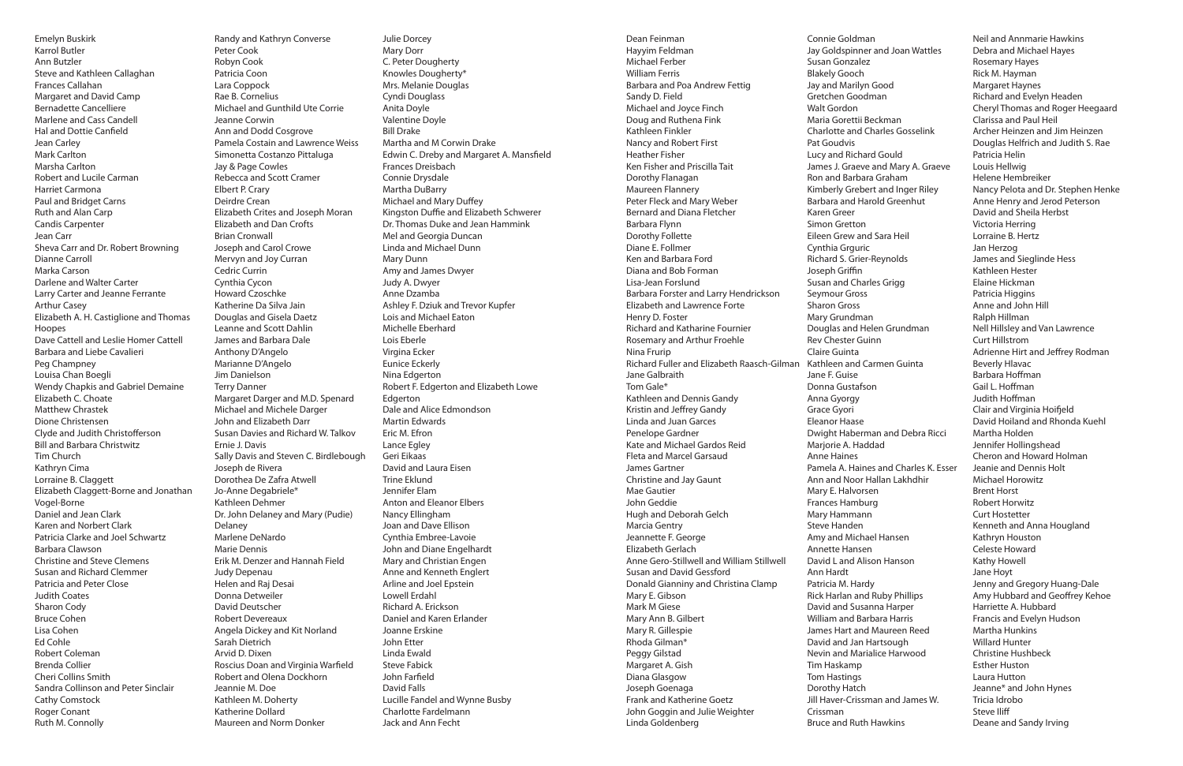Emelyn Buskirk
Karrol Butler
Ann Butzler
Steve and Kathleen Callaghan
Frances Callahan
Margaret and David Camp
Bernadette Cancelliere
Marlene and Cass Candell
Hal and Dottie Canfield
Jean Carley
Mark Carlton
Marsha Carlton
Robert and Lucile Carman
Harriet Carmona
Paul and Bridget Carns
Ruth and Alan Carp
Candis Carpenter
Jean Carr
Sheva Carr and Dr. Robert Browning
Dianne Carroll
Marka Carson
Darlene and Walter Carter
Larry Carter and Jeanne Ferrante
Arthur Casey
Elizabeth A. H. Castiglione and Thomas Hoopes
Dave Cattell and Leslie Homer Cattell
Barbara and Liebe Cavalieri
Peg Champney
Louisa Chan Boegli
Wendy Chapkis and Gabriel Demaine
Elizabeth C. Choate
Matthew Chrastek
Dione Christensen
Clyde and Judith Christofferson
Bill and Barbara Christwitz
Tim Church
Kathryn Cima
Lorraine B. Claggett
Elizabeth Claggett-Borne and Jonathan Vogel-Borne
Daniel and Jean Clark
Karen and Norbert Clark
Patricia Clarke and Joel Schwartz
Barbara Clawson
Christine and Steve Clemens
Susan and Richard Clemmer
Patricia and Peter Close
Judith Coates
Sharon Cody
Bruce Cohen
Lisa Cohen
Ed Cohle
Robert Coleman
Brenda Collier
Cheri Collins Smith
Sandra Collinson and Peter Sinclair
Cathy Comstock
Roger Conant
Ruth M. Connolly

Randy and Kathryn Converse
Peter Cook
Robyn Cook
Patricia Coon
Lara Coppock
Rae B. Cornelius
Michael and Gunthild Ute Corrie
Jeanne Corwin
Ann and Dodd Cosgrove
Pamela Costain and Lawrence Weiss
Simonetta Costanzo Pittaluga
Jay & Page Cowles
Rebecca and Scott Cramer
Elbert P. Crary
Deirdre Crean
Elizabeth Crites and Joseph Moran
Elizabeth and Dan Crofts
Brian Cronwall
Joseph and Carol Crowe
Mervyn and Joy Curran
Cedric Currin
Cynthia Cycon
Howard Czoschke
Katherine Da Silva Jain
Douglas and Gisela Daetz
Leanne and Scott Dahlin
James and Barbara Dale
Anthony D'Angelo
Marianne D'Angelo
Jim Danielson
Terry Danner
Margaret Darger and M.D. Spenard
Michael and Michele Darger
John and Elizabeth Darr
Susan Davies and Richard W. Talkov
Ernie J. Davis
Sally Davis and Steven C. Birdlebough
Joseph de Rivera
Dorothea De Zafra Atwell
Jo-Anne Degabriele*
Kathleen Dehmer
Dr. John Delaney and Mary (Pudie) Delaney
Marlene DeNardo
Marie Dennis
Erik M. Denzer and Hannah Field
Judy Depenau
Helen and Raj Desai
Donna Detweiler
David Deutscher
Robert Devereaux
Angela Dickey and Kit Norland
Sarah Dietrich
Arvid D. Dixen
Roscius Doan and Virginia Warfield
Robert and Olena Dockhorn
Jeannie M. Doe
Kathleen M. Doherty
Katherine Dollard
Maureen and Norm Donker

Julie Dorcey
Mary Dorr
C. Peter Dougherty
Knowles Dougherty*
Mrs. Melanie Douglas
Cyndi Douglass
Anita Doyle
Valentine Doyle
Bill Drake
Martha and M Corwin Drake
Edwin C. Dreby and Margaret A. Mansfield
Frances Dreisbach
Connie Drysdale
Martha DuBarry
Michael and Mary Duffey
Kingston Duffie and Elizabeth Schwerer
Dr. Thomas Duke and Jean Hammink
Mel and Georgia Duncan
Linda and Michael Dunn
Mary Dunn
Amy and James Dwyer
Judy A. Dwyer
Anne Dzamba
Ashley F. Dziuk and Trevor Kupfer
Lois and Michael Eaton
Michelle Eberhard
Lois Eberle
Virgina Ecker
Eunice Eckerly
Nina Edgerton
Robert F. Edgerton and Elizabeth Lowe Edgerton
Dale and Alice Edmondson
Martin Edwards
Eric M. Efron
Lance Egley
Geri Eikaas
David and Laura Eisen
Trine Eklund
Jennifer Elam
Anton and Eleanor Elbers
Nancy Ellingham
Joan and Dave Ellison
Cynthia Embree-Lavoie
John and Diane Engelhardt
Mary and Christian Engen
Anne and Kenneth Englert
Arline and Joel Epstein
Lowell Erdahl
Richard A. Erickson
Daniel and Karen Erlander
Joanne Erskine
John Etter
Linda Ewald
Steve Fabick
John Farfield
David Falls
Lucille Fandel and Wynne Busby
Charlotte Fardelmann
Jack and Ann Fecht

Dean Feinman
Hayyim Feldman
Michael Ferber
William Ferris
Barbara and Poa Andrew Fettig
Sandy D. Field
Michael and Joyce Finch
Doug and Ruthena Fink
Kathleen Finkler
Nancy and Robert First
Heather Fisher
Ken Fisher and Priscilla Tait
Dorothy Flanagan
Maureen Flannery
Peter Fleck and Mary Weber
Bernard and Diana Fletcher
Barbara Flynn
Dorothy Follette
Diane E. Follmer
Ken and Barbara Ford
Diana and Bob Forman
Lisa-Jean Forslund
Barbara Forster and Larry Hendrickson
Elizabeth and Lawrence Forte
Henry D. Foster
Richard and Katharine Fournier
Rosemary and Arthur Froehle
Nina Frurip
Richard Fuller and Elizabeth Raasch-Gilman
Jane Galbraith
Tom Gale*
Kathleen and Dennis Gandy
Kristin and Jeffrey Gandy
Linda and Juan Garces
Penelope Gardner
Kate and Michael Gardos Reid
Fleta and Marcel Garsaud
James Gartner
Christine and Jay Gaunt
Mae Gautier
John Geddie
Hugh and Deborah Gelch
Marcia Gentry
Jeannette F. George
Elizabeth Gerlach
Anne Gero-Stillwell and William Stillwell
Susan and David Gessford
Donald Gianniny and Christina Clamp
Mary E. Gibson
Mark M Giese
Mary Ann B. Gilbert
Mary R. Gillespie
Rhoda Gilman*
Peggy Gilstad
Margaret A. Gish
Diana Glasgow
Joseph Goenaga
Frank and Katherine Goetz
John Goggin and Julie Weighter
Linda Goldenberg

Connie Goldman
Jay Goldspinner and Joan Wattles
Susan Gonzalez
Blakely Gooch
Jay and Marilyn Good
Gretchen Goodman
Walt Gordon
Maria Gorettii Beckman
Charlotte and Charles Gosselink
Pat Goudvis
Lucy and Richard Gould
James J. Graeve and Mary A. Graeve
Ron and Barbara Graham
Kimberly Grebert and Inger Riley
Barbara and Harold Greenhut
Karen Greer
Simon Gretton
Eileen Grew and Sara Heil
Cynthia Grguric
Richard S. Grier-Reynolds
Joseph Griffin
Susan and Charles Grigg
Seymour Gross
Sharon Gross
Mary Grundman
Douglas and Helen Grundman
Rev Chester Guinn
Claire Guinta
Kathleen and Carmen Guinta
Jane F. Guise
Donna Gustafson
Anna Gyorgy
Grace Gyori
Eleanor Haase
Dwight Haberman and Debra Ricci
Marjorie A. Haddad
Anne Haines
Pamela A. Haines and Charles K. Esser
Ann and Noor Hallan Lakhdhir
Mary E. Halvorsen
Frances Hamburg
Mary Hammann
Steve Handen
Amy and Michael Hansen
Annette Hansen
David L and Alison Hanson
Ann Hardt
Patricia M. Hardy
Rick Harlan and Ruby Phillips
David and Susanna Harper
William and Barbara Harris
James Hart and Maureen Reed
David and Jan Hartsough
Nevin and Marialice Harwood
Tim Haskamp
Tom Hastings
Dorothy Hatch
Jill Haver-Crissman and James W. Crissman
Bruce and Ruth Hawkins

Neil and Annmarie Hawkins
Debra and Michael Hayes
Rosemary Hayes
Rick M. Hayman
Margaret Haynes
Richard and Evelyn Headen
Cheryl Thomas and Roger Heegaard
Clarissa and Paul Heil
Archer Heinzen and Jim Heinzen
Douglas Helfrich and Judith S. Rae
Patricia Helin
Louis Hellwig
Helene Hembreiker
Nancy Pelota and Dr. Stephen Henke
Anne Henry and Jerod Peterson
David and Sheila Herbst
Victoria Herring
Lorraine B. Hertz
Jan Herzog
James and Sieglinde Hess
Kathleen Hester
Elaine Hickman
Patricia Higgins
Anne and John Hill
Ralph Hillman
Nell Hillsley and Van Lawrence
Curt Hillstrom
Adrienne Hirt and Jeffrey Rodman
Beverly Hlavac
Barbara Hoffman
Gail L. Hoffman
Judith Hoffman
Clair and Virginia Hoifjeld
David Hoiland and Rhonda Kuehl
Martha Holden
Jennifer Hollingshead
Cheron and Howard Holman
Jeanie and Dennis Holt
Michael Horowitz
Brent Horst
Robert Horwitz
Curt Hostetter
Kenneth and Anna Hougland
Kathryn Houston
Celeste Howard
Kathy Howell
Jane Hoyt
Jenny and Gregory Huang-Dale
Amy Hubbard and Geoffrey Kehoe
Harriette A. Hubbard
Francis and Evelyn Hudson
Martha Hunkins
Willard Hunter
Christine Hushbeck
Esther Huston
Laura Hutton
Jeanne* and John Hynes
Tricia Idrobo
Steve Iliff
Deane and Sandy Irving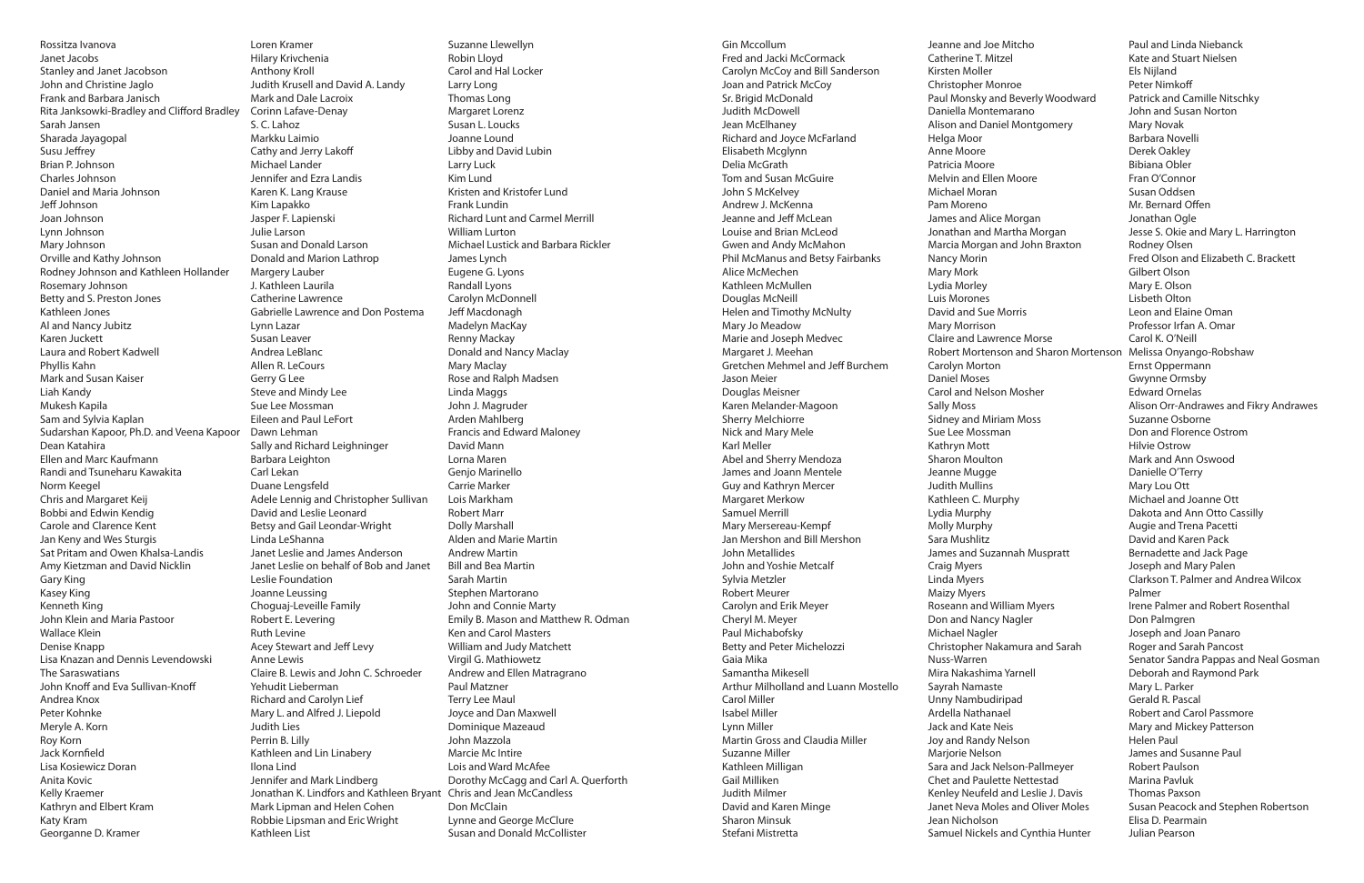Rossitza Ivanova
Janet Jacobs
Stanley and Janet Jacobson
John and Christine Jaglo
Frank and Barbara Janisch
Rita Janksowki-Bradley and Clifford Bradley
Sarah Jansen
Sharada Jayagopal
Susu Jeffrey
Brian P. Johnson
Charles Johnson
Daniel and Maria Johnson
Jeff Johnson
Joan Johnson
Lynn Johnson
Mary Johnson
Orville and Kathy Johnson
Rodney Johnson and Kathleen Hollander
Rosemary Johnson
Betty and S. Preston Jones
Kathleen Jones
Al and Nancy Jubitz
Karen Juckett
Laura and Robert Kadwell
Phyllis Kahn
Mark and Susan Kaiser
Liah Kandy
Mukesh Kapila
Sam and Sylvia Kaplan
Sudarshan Kapoor, Ph.D. and Veena Kapoor
Dean Katahira
Ellen and Marc Kaufmann
Randi and Tsuneharu Kawakita
Norm Keegel
Chris and Margaret Keij
Bobbi and Edwin Kendig
Carole and Clarence Kent
Jan Keny and Wes Sturgis
Sat Pritam and Owen Khalsa-Landis
Amy Kietzman and David Nicklin
Gary King
Kasey King
Kenneth King
John Klein and Maria Pastoor
Wallace Klein
Denise Knapp
Lisa Knazan and Dennis Levendowski
The Saraswatians
John Knoff and Eva Sullivan-Knoff
Andrea Knox
Peter Kohnke
Meryle A. Korn
Roy Korn
Jack Kornfield
Lisa Kosiewicz Doran
Anita Kovic
Kelly Kraemer
Kathryn and Elbert Kram
Katy Kram
Georganne D. Kramer
Loren Kramer
Hilary Krivchenia
Anthony Kroll
Judith Krusell and David A. Landy
Mark and Dale Lacroix
Corinn Lafave-Denay
S. C. Lahoz
Markku Laimio
Cathy and Jerry Lakoff
Michael Lander
Jennifer and Ezra Landis
Karen K. Lang Krause
Kim Lapakko
Jasper F. Lapienski
Julie Larson
Susan and Donald Larson
Donald and Marion Lathrop
Margery Lauber
J. Kathleen Laurila
Catherine Lawrence
Gabrielle Lawrence and Don Postema
Lynn Lazar
Susan Leaver
Andrea LeBlanc
Allen R. LeCours
Gerry G Lee
Steve and Mindy Lee
Sue Lee Mossman
Eileen and Paul LeFort
Dawn Lehman
Sally and Richard Leighninger
Barbara Leighton
Carl Lekan
Duane Lengsfeld
Adele Lennig and Christopher Sullivan
David and Leslie Leonard
Betsy and Gail Leondar-Wright
Linda LeShanna
Janet Leslie and James Anderson
Janet Leslie on behalf of Bob and Janet
Leslie Foundation
Joanne Leussing
Choguaj-Leveille Family
Robert E. Levering
Ruth Levine
Acey Stewart and Jeff Levy
Anne Lewis
Claire B. Lewis and John C. Schroeder
Yehudit Lieberman
Richard and Carolyn Lief
Mary L. and Alfred J. Liepold
Judith Lies
Perrin B. Lilly
Kathleen and Lin Linabery
Ilona Lind
Jennifer and Mark Lindberg
Jonathan K. Lindfors and Kathleen Bryant
Mark Lipman and Helen Cohen
Robbie Lipsman and Eric Wright
Kathleen List
Suzanne Llewellyn
Robin Lloyd
Carol and Hal Locker
Larry Long
Thomas Long
Margaret Lorenz
Susan L. Loucks
Joanne Lound
Libby and David Lubin
Larry Luck
Kim Lund
Kristen and Kristofer Lund
Frank Lundin
Richard Lunt and Carmel Merrill
William Lurton
Michael Lustick and Barbara Rickler
James Lynch
Eugene G. Lyons
Randall Lyons
Carolyn McDonnell
Jeff Macdonagh
Madelyn MacKay
Renny Mackay
Donald and Nancy Maclay
Mary Maclay
Rose and Ralph Madsen
Linda Maggs
John J. Magruder
Arden Mahlberg
Francis and Edward Maloney
David Mann
Lorna Maren
Genjo Marinello
Carrie Marker
Lois Markham
Robert Marr
Dolly Marshall
Alden and Marie Martin
Andrew Martin
Bill and Bea Martin
Sarah Martin
Stephen Martorano
John and Connie Marty
Emily B. Mason and Matthew R. Odman
Ken and Carol Masters
William and Judy Matchett
Virgil G. Mathiowetz
Andrew and Ellen Matragrano
Paul Matzner
Terry Lee Maul
Joyce and Dan Maxwell
Dominique Mazeaud
John Mazzola
Marcie Mc Intire
Lois and Ward McAfee
Dorothy McCagg and Carl A. Querforth
Chris and Jean McCandless
Don McClain
Lynne and George McClure
Susan and Donald McCollister
Gin Mccollum
Fred and Jacki McCormack
Carolyn McCoy and Bill Sanderson
Joan and Patrick McCoy
Sr. Brigid McDonald
Judith McDowell
Jean McElhaney
Richard and Joyce McFarland
Elisabeth Mcglynn
Delia McGrath
Tom and Susan McGuire
John S McKelvey
Andrew J. McKenna
Jeanne and Jeff McLean
Louise and Brian McLeod
Gwen and Andy McMahon
Phil McManus and Betsy Fairbanks
Alice McMechen
Kathleen McMullen
Douglas McNeill
Helen and Timothy McNulty
Mary Jo Meadow
Marie and Joseph Medvec
Margaret J. Meehan
Gretchen Mehmel and Jeff Burchem
Jason Meier
Douglas Meisner
Karen Melander-Magoon
Sherry Melchiorre
Nick and Mary Mele
Karl Meller
Abel and Sherry Mendoza
James and Joann Mentele
Guy and Kathryn Mercer
Margaret Merkow
Samuel Merrill
Mary Mersereau-Kempf
Jan Mershon and Bill Mershon
John Metallides
John and Yoshie Metcalf
Sylvia Metzler
Robert Meurer
Carolyn and Erik Meyer
Cheryl M. Meyer
Paul Michabofsky
Betty and Peter Michelozzi
Gaia Mika
Samantha Mikesell
Arthur Milholland and Luann Mostello
Carol Miller
Isabel Miller
Lynn Miller
Martin Gross and Claudia Miller
Suzanne Miller
Kathleen Milligan
Gail Milliken
Judith Milmer
David and Karen Minge
Sharon Minsuk
Stefani Mistretta
Jeanne and Joe Mitcho
Catherine T. Mitzel
Kirsten Moller
Christopher Monroe
Paul Monsky and Beverly Woodward
Daniella Montemarano
Alison and Daniel Montgomery
Helga Moor
Anne Moore
Patricia Moore
Melvin and Ellen Moore
Michael Moran
Pam Moreno
James and Alice Morgan
Jonathan and Martha Morgan
Marcia Morgan and John Braxton
Nancy Morin
Mary Mork
Lydia Morley
Luis Morones
David and Sue Morris
Mary Morrison
Claire and Lawrence Morse
Robert Mortenson and Sharon Mortenson
Carolyn Morton
Daniel Moses
Carol and Nelson Mosher
Sally Moss
Sidney and Miriam Moss
Sue Lee Mossman
Kathryn Mott
Sharon Moulton
Jeanne Mugge
Judith Mullins
Kathleen C. Murphy
Lydia Murphy
Molly Murphy
Sara Mushlitz
James and Suzannah Muspratt
Craig Myers
Linda Myers
Maizy Myers
Roseann and William Myers
Don and Nancy Nagler
Michael Nagler
Christopher Nakamura and Sarah
Nuss-Warren
Mira Nakashima Yarnell
Sayrah Namaste
Unny Nambudiripad
Ardella Nathanael
Jack and Kate Neis
Joy and Randy Nelson
Marjorie Nelson
Sara and Jack Nelson-Pallmeyer
Chet and Paulette Nettestad
Kenley Neufeld and Leslie J. Davis
Janet Neva Moles and Oliver Moles
Jean Nicholson
Samuel Nickels and Cynthia Hunter
Paul and Linda Niebanck
Kate and Stuart Nielsen
Els Nijland
Peter Nimkoff
Patrick and Camille Nitschky
John and Susan Norton
Mary Novak
Barbara Novelli
Derek Oakley
Bibiana Obler
Fran O'Connor
Susan Oddsen
Mr. Bernard Offen
Jonathan Ogle
Jesse S. Okie and Mary L. Harrington
Rodney Olsen
Fred Olson and Elizabeth C. Brackett
Gilbert Olson
Mary E. Olson
Lisbeth Olton
Leon and Elaine Oman
Professor Irfan A. Omar
Carol K. O'Neill
Melissa Onyango-Robshaw
Ernst Oppermann
Gwynne Ormsby
Edward Ornelas
Alison Orr-Andrawes and Fikry Andrawes
Suzanne Osborne
Don and Florence Ostrom
Hilvie Ostrow
Mark and Ann Oswood
Danielle O'Terry
Mary Lou Ott
Michael and Joanne Ott
Dakota and Ann Otto Cassilly
Augie and Trena Pacetti
David and Karen Pack
Bernadette and Jack Page
Joseph and Mary Palen
Clarkson T. Palmer and Andrea Wilcox
Palmer
Irene Palmer and Robert Rosenthal
Don Palmgren
Joseph and Joan Panaro
Roger and Sarah Pancost
Senator Sandra Pappas and Neal Gosman
Deborah and Raymond Park
Mary L. Parker
Gerald R. Pascal
Robert and Carol Passmore
Mary and Mickey Patterson
Helen Paul
James and Susanne Paul
Robert Paulson
Marina Pavluk
Thomas Paxson
Susan Peacock and Stephen Robertson
Elisa D. Pearmain
Julian Pearson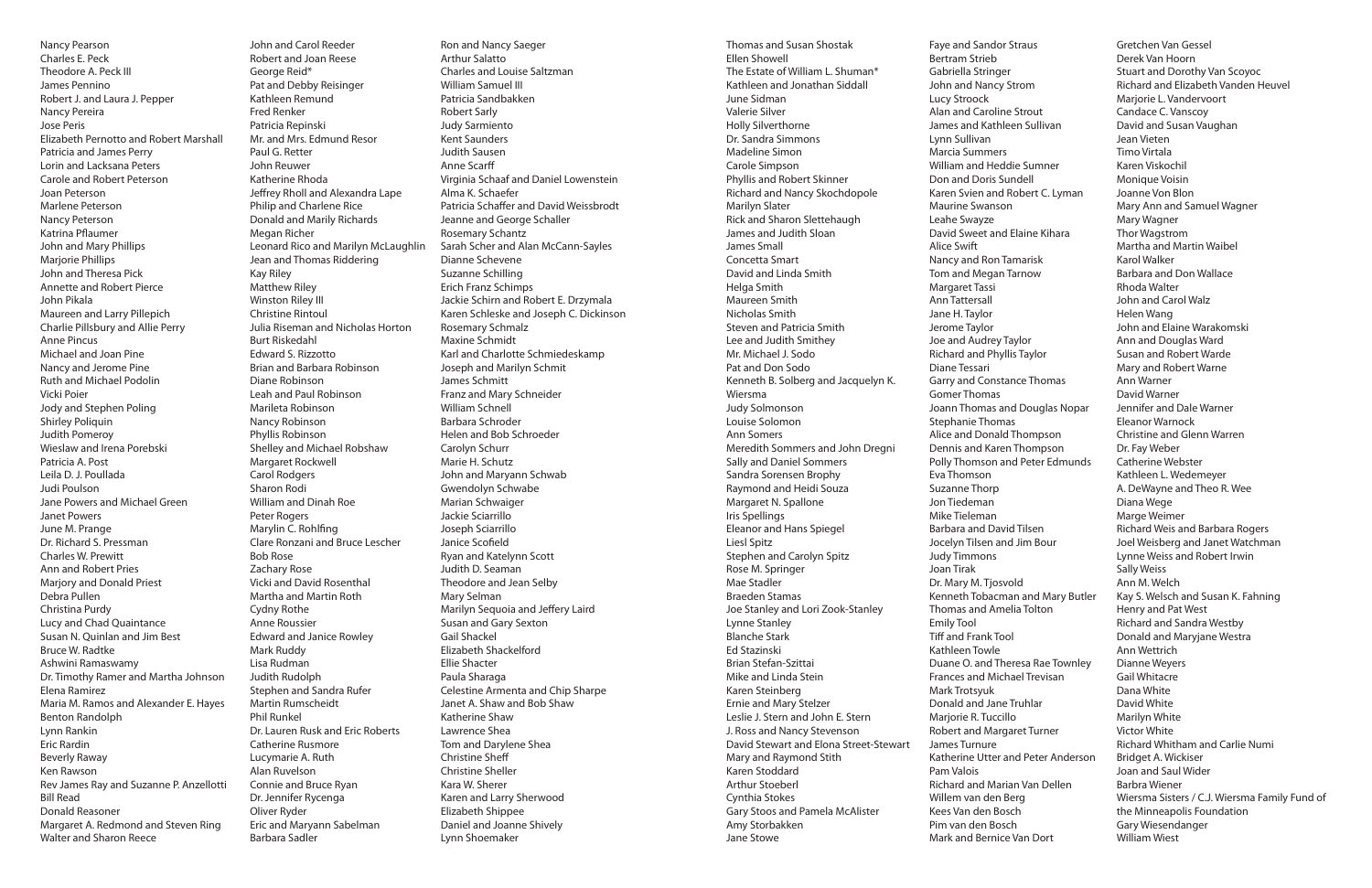Nancy Pearson
Charles E. Peck
Theodore A. Peck III
James Pennino
Robert J. and Laura J. Pepper
Nancy Pereira
Jose Peris
Elizabeth Pernotto and Robert Marshall
Patricia and James Perry
Lorin and Lacksana Peters
Carole and Robert Peterson
Joan Peterson
Marlene Peterson
Nancy Peterson
Katrina Pflaumer
John and Mary Phillips
Marjorie Phillips
John and Theresa Pick
Annette and Robert Pierce
John Pikala
Maureen and Larry Pillepich
Charlie Pillsbury and Allie Perry
Anne Pincus
Michael and Joan Pine
Nancy and Jerome Pine
Ruth and Michael Podolin
Vicki Poier
Jody and Stephen Poling
Shirley Poliquin
Judith Pomeroy
Wieslaw and Irena Porebski
Patricia A. Post
Leila D. J. Poullada
Judi Poulson
Jane Powers and Michael Green
Janet Powers
June M. Prange
Dr. Richard S. Pressman
Charles W. Prewitt
Ann and Robert Pries
Marjory and Donald Priest
Debra Pullen
Christina Purdy
Lucy and Chad Quaintance
Susan N. Quinlan and Jim Best
Bruce W. Radtke
Ashwini Ramaswamy
Dr. Timothy Ramer and Martha Johnson
Elena Ramirez
Maria M. Ramos and Alexander E. Hayes
Benton Randolph
Lynn Rankin
Eric Rardin
Beverly Raway
Ken Rawson
Rev James Ray and Suzanne P. Anzellotti
Bill Read
Donald Reasoner
Margaret A. Redmond and Steven Ring
Walter and Sharon Reece

John and Carol Reeder
Robert and Joan Reese
George Reid*
Pat and Debby Reisinger
Kathleen Remund
Fred Renker
Patricia Repinski
Mr. and Mrs. Edmund Resor
Paul G. Retter
John Reuwer
Katherine Rhoda
Jeffrey Rholl and Alexandra Lape
Philip and Charlene Rice
Donald and Marily Richards
Megan Richer
Leonard Rico and Marilyn McLaughlin
Jean and Thomas Riddering
Kay Riley
Matthew Riley
Winston Riley III
Christine Rintoul
Julia Riseman and Nicholas Horton
Burt Riskedahl
Edward S. Rizzotto
Brian and Barbara Robinson
Diane Robinson
Leah and Paul Robinson
Marileta Robinson
Nancy Robinson
Phyllis Robinson
Shelley and Michael Robshaw
Margaret Rockwell
Carol Rodgers
Sharon Rodi
William and Dinah Roe
Peter Rogers
Marylin C. Rohlfing
Clare Ronzani and Bruce Lescher
Bob Rose
Zachary Rose
Vicki and David Rosenthal
Martha and Martin Roth
Cydny Rothe
Anne Roussier
Edward and Janice Rowley
Mark Ruddy
Lisa Rudman
Judith Rudolph
Stephen and Sandra Rufer
Martin Rumscheidt
Phil Runkel
Dr. Lauren Rusk and Eric Roberts
Catherine Rusmore
Lucymarie A. Ruth
Alan Ruvelson
Connie and Bruce Ryan
Dr. Jennifer Rycenga
Oliver Ryder
Eric and Maryann Sabelman
Barbara Sadler

Ron and Nancy Saeger
Arthur Salatto
Charles and Louise Saltzman
William Samuel III
Patricia Sandbakken
Robert Sarly
Judy Sarmiento
Kent Saunders
Judith Sausen
Anne Scarff
Virginia Schaaf and Daniel Lowenstein
Alma K. Schaefer
Patricia Schaffer and David Weissbrodt
Jeanne and George Schaller
Rosemary Schantz
Sarah Scher and Alan McCann-Sayles
Dianne Schevene
Suzanne Schilling
Erich Franz Schimps
Jackie Schirn and Robert E. Drzymala
Karen Schleske and Joseph C. Dickinson
Rosemary Schmalz
Maxine Schmidt
Karl and Charlotte Schmiedeskamp
Joseph and Marilyn Schmit
James Schmitt
Franz and Mary Schneider
William Schnell
Barbara Schroder
Helen and Bob Schroeder
Carolyn Schurr
Marie H. Schutz
John and Maryann Schwab
Gwendolyn Schwabe
Marian Schwaiger
Jackie Sciarrillo
Joseph Sciarrillo
Janice Scofield
Ryan and Katelynn Scott
Judith D. Seaman
Theodore and Jean Selby
Mary Selman
Marilyn Sequoia and Jeffery Laird
Susan and Gary Sexton
Gail Shackel
Elizabeth Shackelford
Ellie Shacter
Paula Sharaga
Celestine Armenta and Chip Sharpe
Janet A. Shaw and Bob Shaw
Katherine Shaw
Lawrence Shea
Tom and Darylene Shea
Christine Sheff
Christine Sheller
Kara W. Sherer
Karen and Larry Sherwood
Elizabeth Shippee
Daniel and Joanne Shively
Lynn Shoemaker

Thomas and Susan Shostak
Ellen Showell
The Estate of William L. Shuman*
Kathleen and Jonathan Siddall
June Sidman
Valerie Silver
Holly Silverthorne
Dr. Sandra Simmons
Madeline Simon
Carole Simpson
Phyllis and Robert Skinner
Richard and Nancy Skochdopole
Marilyn Slater
Rick and Sharon Slettehaugh
James and Judith Sloan
James Small
Concetta Smart
David and Linda Smith
Helga Smith
Maureen Smith
Nicholas Smith
Steven and Patricia Smith
Lee and Judith Smithey
Mr. Michael J. Sodo
Pat and Don Sodo
Kenneth B. Solberg and Jacquelyn K. Wiersma
Judy Solmonson
Louise Solomon
Ann Somers
Meredith Sommers and John Dregni
Sally and Daniel Sommers
Sandra Sorensen Brophy
Raymond and Heidi Souza
Margaret N. Spallone
Iris Spellings
Eleanor and Hans Spiegel
Liesl Spitz
Stephen and Carolyn Spitz
Rose M. Springer
Mae Stadler
Braeden Stamas
Joe Stanley and Lori Zook-Stanley
Lynne Stanley
Blanche Stark
Ed Stazinski
Brian Stefan-Szittai
Mike and Linda Stein
Karen Steinberg
Ernie and Mary Stelzer
Leslie J. Stern and John E. Stern
J. Ross and Nancy Stevenson
David Stewart and Elona Street-Stewart
Mary and Raymond Stith
Karen Stoddard
Arthur Stoeberl
Cynthia Stokes
Gary Stoos and Pamela McAlister
Amy Storbakken
Jane Stowe

Faye and Sandor Straus
Bertram Strieb
Gabriella Stringer
John and Nancy Strom
Lucy Stroock
Alan and Caroline Strout
James and Kathleen Sullivan
Lynn Sullivan
Marcia Summers
William and Heddie Sumner
Don and Doris Sundell
Karen Svien and Robert C. Lyman
Maurine Swanson
Leahe Swayze
David Sweet and Elaine Kihara
Alice Swift
Nancy and Ron Tamarisk
Tom and Megan Tarnow
Margaret Tassi
Ann Tattersall
Jane H. Taylor
Jerome Taylor
Joe and Audrey Taylor
Richard and Phyllis Taylor
Diane Tessari
Garry and Constance Thomas
Gomer Thomas
Joann Thomas and Douglas Nopar
Stephanie Thomas
Alice and Donald Thompson
Dennis and Karen Thompson
Polly Thomson and Peter Edmunds
Eva Thomson
Suzanne Thorp
Jon Tiedeman
Mike Tieleman
Barbara and David Tilsen
Jocelyn Tilsen and Jim Bour
Judy Timmons
Joan Tirak
Dr. Mary M. Tjosvold
Kenneth Tobacman and Mary Butler
Thomas and Amelia Tolton
Emily Tool
Tiff and Frank Tool
Kathleen Towle
Duane O. and Theresa Rae Townley
Frances and Michael Trevisan
Mark Trotsyuk
Donald and Jane Truhlar
Marjorie R. Tuccillo
Robert and Margaret Turner
James Turnure
Katherine Utter and Peter Anderson
Pam Valois
Richard and Marian Van Dellen
Willem van den Berg
Kees Van den Bosch
Pim van den Bosch
Mark and Bernice Van Dort

Gretchen Van Gessel
Derek Van Hoorn
Stuart and Dorothy Van Scoyoc
Richard and Elizabeth Vanden Heuvel
Marjorie L. Vandervoort
Candace C. Vanscoy
David and Susan Vaughan
Jean Vieten
Timo Virtala
Karen Viskochil
Monique Voisin
Joanne Von Blon
Mary Ann and Samuel Wagner
Mary Wagner
Thor Wagstrom
Martha and Martin Waibel
Karol Walker
Barbara and Don Wallace
Rhoda Walter
John and Carol Walz
Helen Wang
John and Elaine Warakomski
Ann and Douglas Ward
Susan and Robert Warde
Mary and Robert Warne
Ann Warner
David Warner
Jennifer and Dale Warner
Eleanor Warnock
Christine and Glenn Warren
Dr. Fay Weber
Catherine Webster
Kathleen L. Wedemeyer
A. DeWayne and Theo R. Wee
Diana Wege
Marge Weimer
Richard Weis and Barbara Rogers
Joel Weisberg and Janet Watchman
Lynne Weiss and Robert Irwin
Sally Weiss
Ann M. Welch
Kay S. Welsch and Susan K. Fahning
Henry and Pat West
Richard and Sandra Westby
Donald and Maryjane Westra
Ann Wettrich
Dianne Weyers
Gail Whitacre
Dana White
David White
Marilyn White
Victor White
Richard Whitham and Carlie Numi
Bridget A. Wickiser
Joan and Saul Wider
Barbra Wiener
Wiersma Sisters / C.J. Wiersma Family Fund of the Minneapolis Foundation
Gary Wiesendanger
William Wiest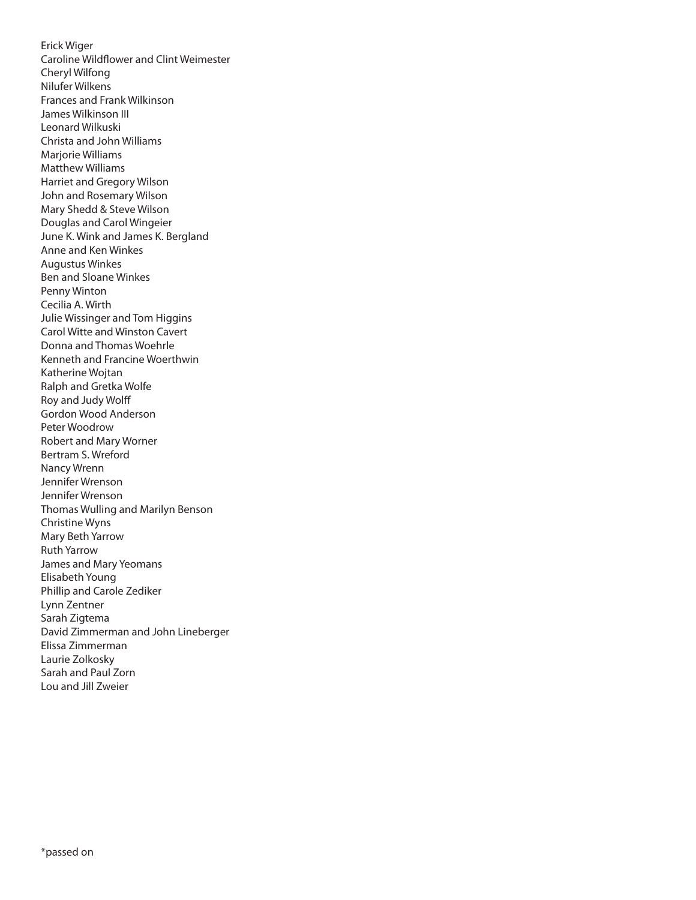Erick Wiger
Caroline Wildflower and Clint Weimester
Cheryl Wilfong
Nilufer Wilkens
Frances and Frank Wilkinson
James Wilkinson III
Leonard Wilkuski
Christa and John Williams
Marjorie Williams
Matthew Williams
Harriet and Gregory Wilson
John and Rosemary Wilson
Mary Shedd & Steve Wilson
Douglas and Carol Wingeier
June K. Wink and James K. Bergland
Anne and Ken Winkes
Augustus Winkes
Ben and Sloane Winkes
Penny Winton
Cecilia A. Wirth
Julie Wissinger and Tom Higgins
Carol Witte and Winston Cavert
Donna and Thomas Woehrle
Kenneth and Francine Woerthwin
Katherine Wojtan
Ralph and Gretka Wolfe
Roy and Judy Wolff
Gordon Wood Anderson
Peter Woodrow
Robert and Mary Worner
Bertram S. Wreford
Nancy Wrenn
Jennifer Wrenson
Jennifer Wrenson
Thomas Wulling and Marilyn Benson
Christine Wyns
Mary Beth Yarrow
Ruth Yarrow
James and Mary Yeomans
Elisabeth Young
Phillip and Carole Zediker
Lynn Zentner
Sarah Zigtema
David Zimmerman and John Lineberger
Elissa Zimmerman
Laurie Zolkosky
Sarah and Paul Zorn
Lou and Jill Zweier

*passed on